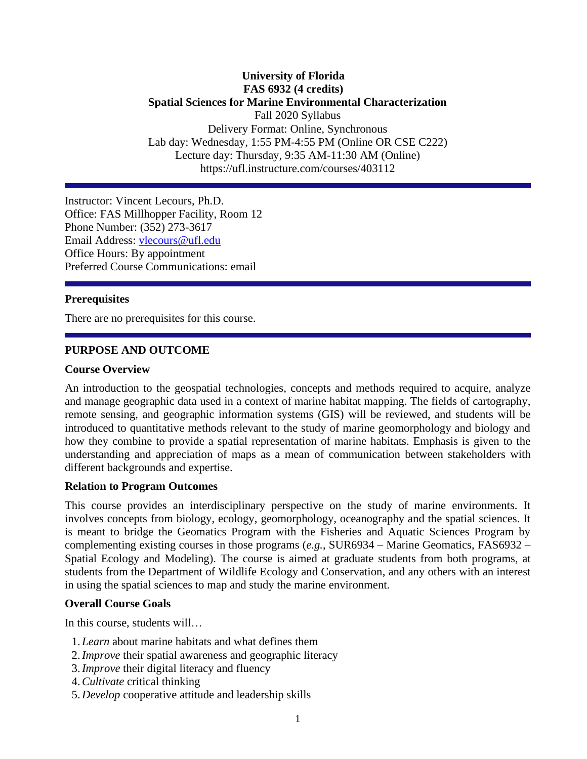**University of Florida**
**FAS 6932 (4 credits)**
**Spatial Sciences for Marine Environmental Characterization**
Fall 2020 Syllabus
Delivery Format: Online, Synchronous
Lab day: Wednesday, 1:55 PM-4:55 PM (Online OR CSE C222)
Lecture day: Thursday, 9:35 AM-11:30 AM (Online)
https://ufl.instructure.com/courses/403112

---

Instructor: Vincent Lecours, Ph.D.
Office: FAS Millhopper Facility, Room 12
Phone Number: (352) 273-3617
Email Address: vlecours@ufl.edu
Office Hours: By appointment
Preferred Course Communications: email

---

## Prerequisites

There are no prerequisites for this course.

---

## PURPOSE AND OUTCOME

### Course Overview

An introduction to the geospatial technologies, concepts and methods required to acquire, analyze and manage geographic data used in a context of marine habitat mapping. The fields of cartography, remote sensing, and geographic information systems (GIS) will be reviewed, and students will be introduced to quantitative methods relevant to the study of marine geomorphology and biology and how they combine to provide a spatial representation of marine habitats. Emphasis is given to the understanding and appreciation of maps as a mean of communication between stakeholders with different backgrounds and expertise.

### Relation to Program Outcomes

This course provides an interdisciplinary perspective on the study of marine environments. It involves concepts from biology, ecology, geomorphology, oceanography and the spatial sciences. It is meant to bridge the Geomatics Program with the Fisheries and Aquatic Sciences Program by complementing existing courses in those programs (*e.g.*, SUR6934 – Marine Geomatics, FAS6932 – Spatial Ecology and Modeling). The course is aimed at graduate students from both programs, at students from the Department of Wildlife Ecology and Conservation, and any others with an interest in using the spatial sciences to map and study the marine environment.

### Overall Course Goals

In this course, students will…

1. *Learn* about marine habitats and what defines them
2. *Improve* their spatial awareness and geographic literacy
3. *Improve* their digital literacy and fluency
4. *Cultivate* critical thinking
5. *Develop* cooperative attitude and leadership skills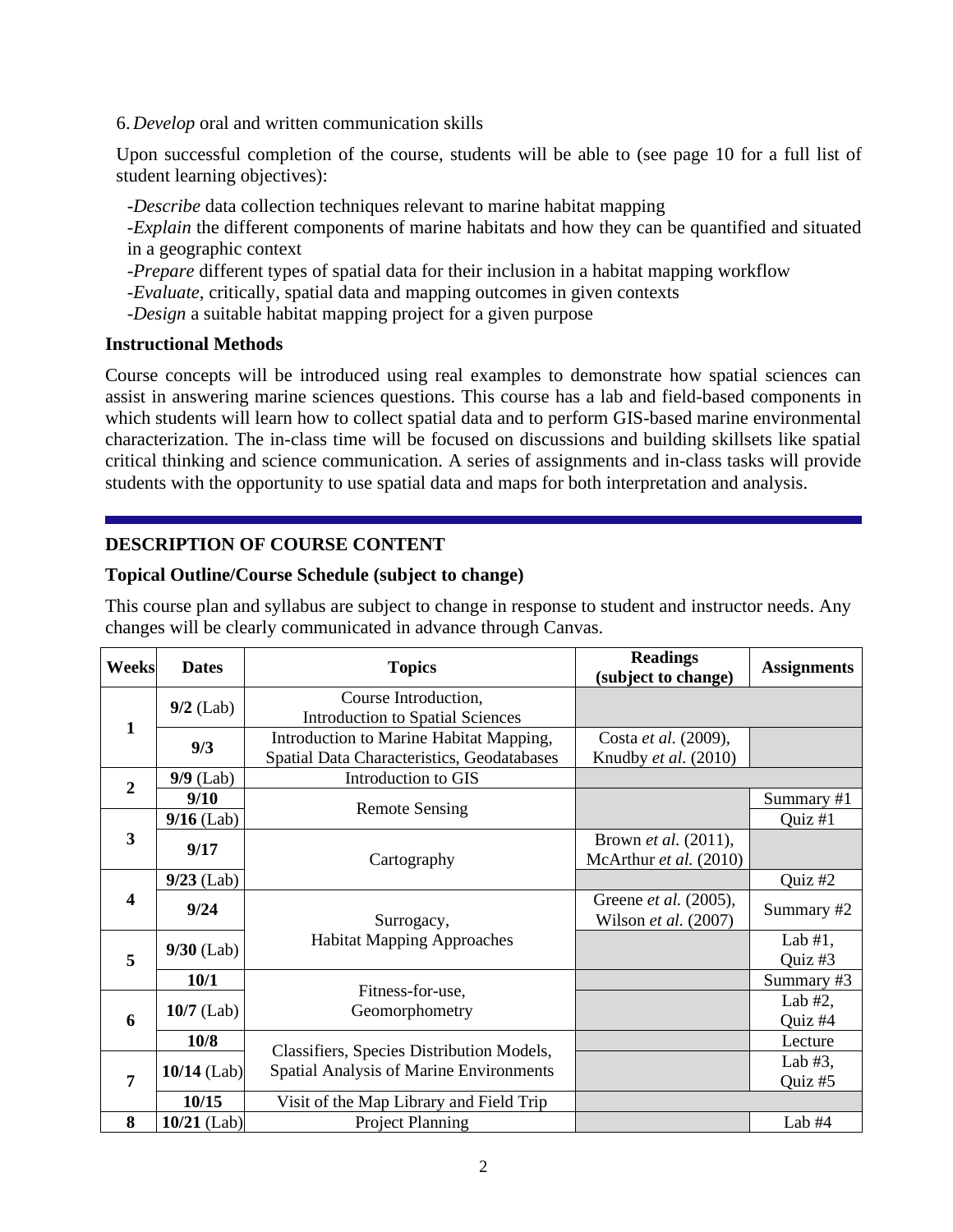6. *Develop* oral and written communication skills

Upon successful completion of the course, students will be able to (see page 10 for a full list of student learning objectives):

-*Describe* data collection techniques relevant to marine habitat mapping
-*Explain* the different components of marine habitats and how they can be quantified and situated in a geographic context
-*Prepare* different types of spatial data for their inclusion in a habitat mapping workflow
-*Evaluate*, critically, spatial data and mapping outcomes in given contexts
-*Design* a suitable habitat mapping project for a given purpose

### Instructional Methods

Course concepts will be introduced using real examples to demonstrate how spatial sciences can assist in answering marine sciences questions. This course has a lab and field-based components in which students will learn how to collect spatial data and to perform GIS-based marine environmental characterization. The in-class time will be focused on discussions and building skillsets like spatial critical thinking and science communication. A series of assignments and in-class tasks will provide students with the opportunity to use spatial data and maps for both interpretation and analysis.

## DESCRIPTION OF COURSE CONTENT

### Topical Outline/Course Schedule (subject to change)

This course plan and syllabus are subject to change in response to student and instructor needs. Any changes will be clearly communicated in advance through Canvas.

| Weeks | Dates | Topics | Readings (subject to change) | Assignments |
|---|---|---|---|---|
| 1 | **9/2** (Lab) | Course Introduction, Introduction to Spatial Sciences | | |
| | **9/3** | Introduction to Marine Habitat Mapping, Spatial Data Characteristics, Geodatabases | Costa *et al.* (2009), Knudby *et al.* (2010) | |
| 2 | **9/9** (Lab) | Introduction to GIS | | |
| | **9/10** | Remote Sensing | | Summary #1 |
| 3 | **9/16** (Lab) | | | Quiz #1 |
| | **9/17** | Cartography | Brown *et al.* (2011), McArthur *et al.* (2010) | |
| 4 | **9/23** (Lab) | | | Quiz #2 |
| | **9/24** | Surrogacy, Habitat Mapping Approaches | Greene *et al.* (2005), Wilson *et al.* (2007) | Summary #2 |
| 5 | **9/30** (Lab) | | | Lab #1, Quiz #3 |
| | **10/1** | Fitness-for-use, Geomorphometry | | Summary #3 |
| 6 | **10/7** (Lab) | | | Lab #2, Quiz #4 |
| | **10/8** | Classifiers, Species Distribution Models, Spatial Analysis of Marine Environments | | Lecture |
| 7 | **10/14** (Lab) | | | Lab #3, Quiz #5 |
| | **10/15** | Visit of the Map Library and Field Trip | | |
| 8 | **10/21** (Lab) | Project Planning | | Lab #4 |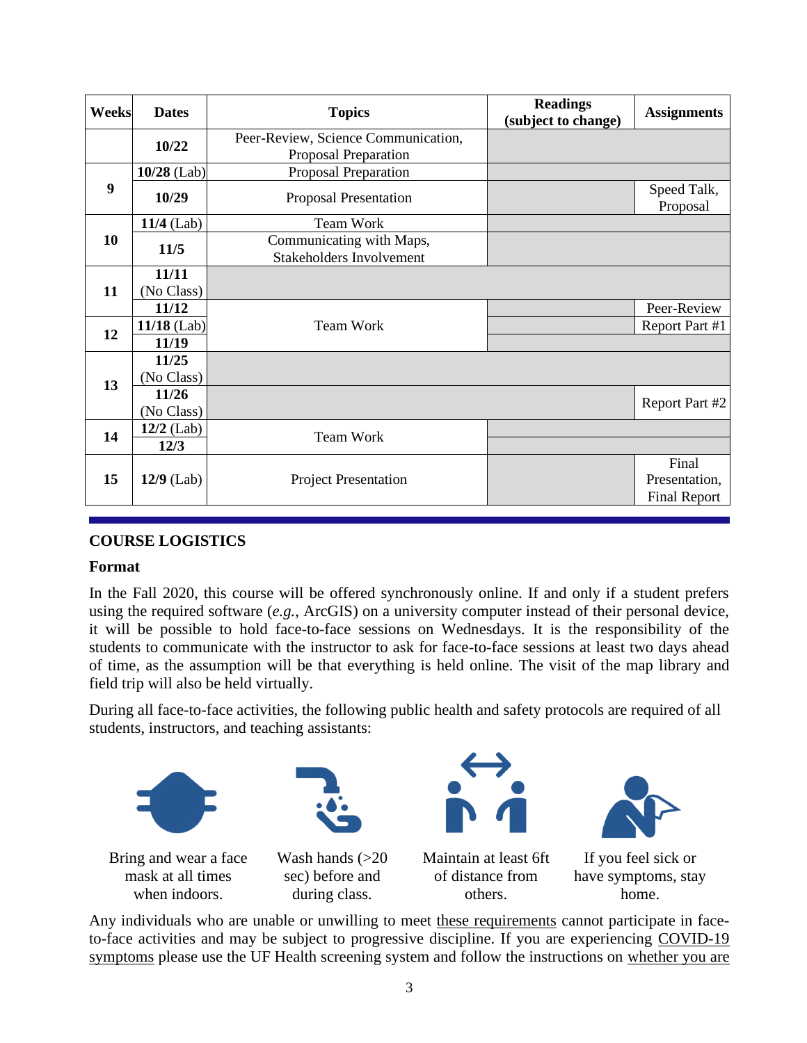| Weeks | Dates | Topics | Readings (subject to change) | Assignments |
|---|---|---|---|---|
| | **10/22** | Peer-Review, Science Communication, Proposal Preparation | | |
| 9 | **10/28** (Lab) | Proposal Preparation | | |
| | **10/29** | Proposal Presentation | | Speed Talk, Proposal |
| 10 | **11/4** (Lab) | Team Work | | |
| | **11/5** | Communicating with Maps, Stakeholders Involvement | | |
| 11 | **11/11** (No Class) | | | |
| | **11/12** | Team Work | | Peer-Review |
| 12 | **11/18** (Lab) | Team Work | | Report Part #1 |
| | **11/19** | Team Work | | |
| 13 | **11/25** (No Class) | | | |
| | **11/26** (No Class) | | | Report Part #2 |
| 14 | **12/2** (Lab) | Team Work | | |
| | **12/3** | Team Work | | |
| 15 | **12/9** (Lab) | Project Presentation | | Final Presentation, Final Report |

## COURSE LOGISTICS

### Format

In the Fall 2020, this course will be offered synchronously online. If and only if a student prefers using the required software (*e.g.*, ArcGIS) on a university computer instead of their personal device, it will be possible to hold face-to-face sessions on Wednesdays. It is the responsibility of the students to communicate with the instructor to ask for face-to-face sessions at least two days ahead of time, as the assumption will be that everything is held online. The visit of the map library and field trip will also be held virtually.

During all face-to-face activities, the following public health and safety protocols are required of all students, instructors, and teaching assistants:

- Bring and wear a face mask at all times when indoors.
- Wash hands (>20 sec) before and during class.
- Maintain at least 6ft of distance from others.
- If you feel sick or have symptoms, stay home.

Any individuals who are unable or unwilling to meet these requirements cannot participate in face-to-face activities and may be subject to progressive discipline. If you are experiencing COVID-19 symptoms please use the UF Health screening system and follow the instructions on whether you are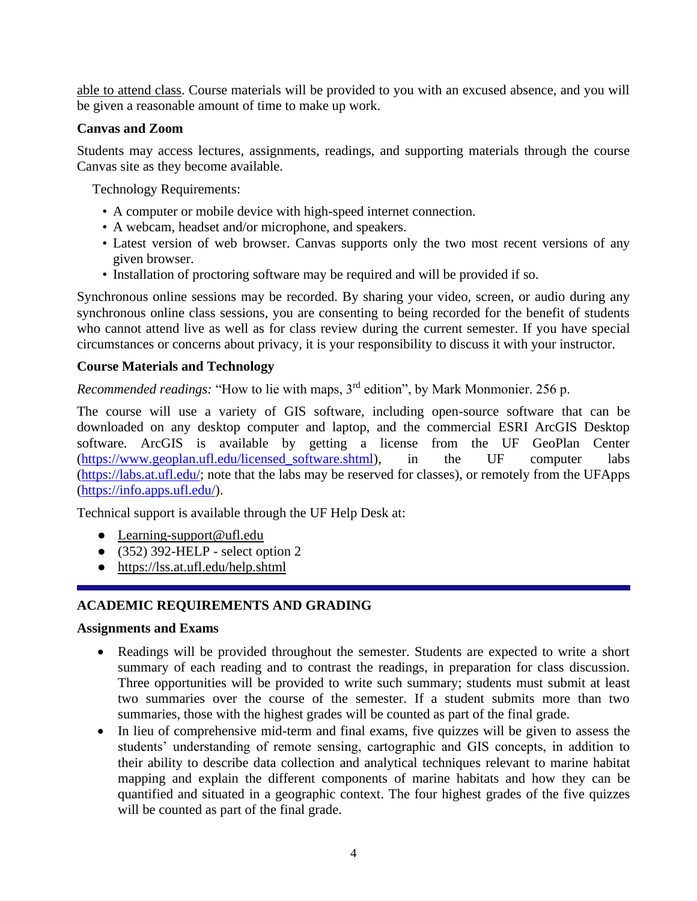able to attend class. Course materials will be provided to you with an excused absence, and you will be given a reasonable amount of time to make up work.

**Canvas and Zoom**

Students may access lectures, assignments, readings, and supporting materials through the course Canvas site as they become available.

Technology Requirements:

- A computer or mobile device with high-speed internet connection.
- A webcam, headset and/or microphone, and speakers.
- Latest version of web browser. Canvas supports only the two most recent versions of any given browser.
- Installation of proctoring software may be required and will be provided if so.

Synchronous online sessions may be recorded. By sharing your video, screen, or audio during any synchronous online class sessions, you are consenting to being recorded for the benefit of students who cannot attend live as well as for class review during the current semester. If you have special circumstances or concerns about privacy, it is your responsibility to discuss it with your instructor.

**Course Materials and Technology**

*Recommended readings:* "How to lie with maps, 3rd edition", by Mark Monmonier. 256 p.

The course will use a variety of GIS software, including open-source software that can be downloaded on any desktop computer and laptop, and the commercial ESRI ArcGIS Desktop software. ArcGIS is available by getting a license from the UF GeoPlan Center (https://www.geoplan.ufl.edu/licensed_software.shtml), in the UF computer labs (https://labs.at.ufl.edu/; note that the labs may be reserved for classes), or remotely from the UFApps (https://info.apps.ufl.edu/).

Technical support is available through the UF Help Desk at:

- Learning-support@ufl.edu
- (352) 392-HELP - select option 2
- https://lss.at.ufl.edu/help.shtml

## ACADEMIC REQUIREMENTS AND GRADING

**Assignments and Exams**

- Readings will be provided throughout the semester. Students are expected to write a short summary of each reading and to contrast the readings, in preparation for class discussion. Three opportunities will be provided to write such summary; students must submit at least two summaries over the course of the semester. If a student submits more than two summaries, those with the highest grades will be counted as part of the final grade.
- In lieu of comprehensive mid-term and final exams, five quizzes will be given to assess the students' understanding of remote sensing, cartographic and GIS concepts, in addition to their ability to describe data collection and analytical techniques relevant to marine habitat mapping and explain the different components of marine habitats and how they can be quantified and situated in a geographic context. The four highest grades of the five quizzes will be counted as part of the final grade.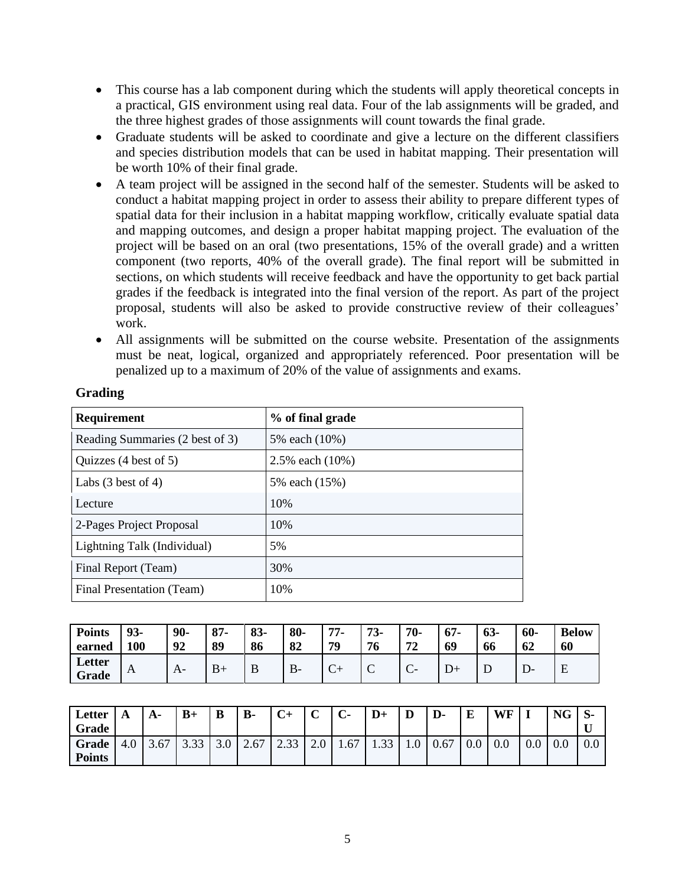- This course has a lab component during which the students will apply theoretical concepts in a practical, GIS environment using real data. Four of the lab assignments will be graded, and the three highest grades of those assignments will count towards the final grade.
- Graduate students will be asked to coordinate and give a lecture on the different classifiers and species distribution models that can be used in habitat mapping. Their presentation will be worth 10% of their final grade.
- A team project will be assigned in the second half of the semester. Students will be asked to conduct a habitat mapping project in order to assess their ability to prepare different types of spatial data for their inclusion in a habitat mapping workflow, critically evaluate spatial data and mapping outcomes, and design a proper habitat mapping project. The evaluation of the project will be based on an oral (two presentations, 15% of the overall grade) and a written component (two reports, 40% of the overall grade). The final report will be submitted in sections, on which students will receive feedback and have the opportunity to get back partial grades if the feedback is integrated into the final version of the report. As part of the project proposal, students will also be asked to provide constructive review of their colleagues' work.
- All assignments will be submitted on the course website. Presentation of the assignments must be neat, logical, organized and appropriately referenced. Poor presentation will be penalized up to a maximum of 20% of the value of assignments and exams.

**Grading**

| Requirement | % of final grade |
|---|---|
| Reading Summaries (2 best of 3) | 5% each (10%) |
| Quizzes (4 best of 5) | 2.5% each (10%) |
| Labs (3 best of 4) | 5% each (15%) |
| Lecture | 10% |
| 2-Pages Project Proposal | 10% |
| Lightning Talk (Individual) | 5% |
| Final Report (Team) | 30% |
| Final Presentation (Team) | 10% |

| Points earned | 93-100 | 90-92 | 87-89 | 83-86 | 80-82 | 77-79 | 73-76 | 70-72 | 67-69 | 63-66 | 60-62 | Below 60 |
|---|---|---|---|---|---|---|---|---|---|---|---|---|
| Letter Grade | A | A- | B+ | B | B- | C+ | C | C- | D+ | D | D- | E |

| Letter Grade | A | A- | B+ | B | B- | C+ | C | C- | D+ | D | D- | E | WF | I | NG | S-U |
|---|---|---|---|---|---|---|---|---|---|---|---|---|---|---|---|---|
| Grade Points | 4.0 | 3.67 | 3.33 | 3.0 | 2.67 | 2.33 | 2.0 | 1.67 | 1.33 | 1.0 | 0.67 | 0.0 | 0.0 | 0.0 | 0.0 | 0.0 |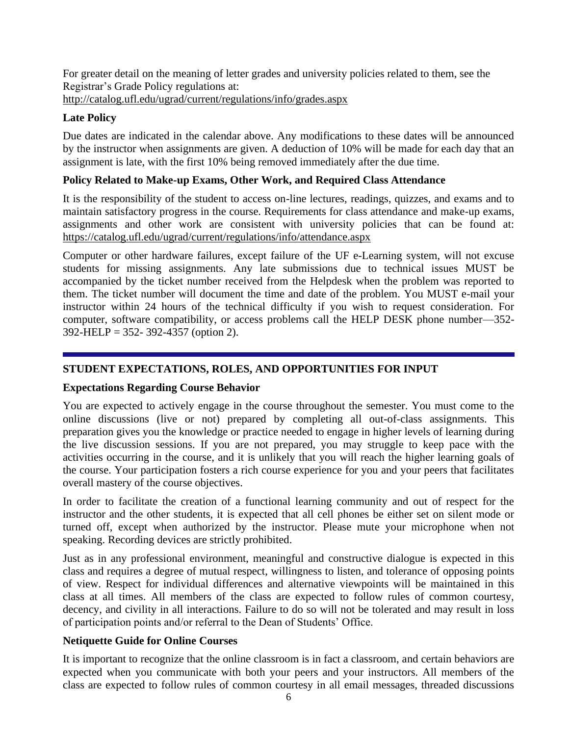For greater detail on the meaning of letter grades and university policies related to them, see the Registrar's Grade Policy regulations at: http://catalog.ufl.edu/ugrad/current/regulations/info/grades.aspx

### Late Policy

Due dates are indicated in the calendar above. Any modifications to these dates will be announced by the instructor when assignments are given. A deduction of 10% will be made for each day that an assignment is late, with the first 10% being removed immediately after the due time.

### Policy Related to Make-up Exams, Other Work, and Required Class Attendance

It is the responsibility of the student to access on-line lectures, readings, quizzes, and exams and to maintain satisfactory progress in the course. Requirements for class attendance and make-up exams, assignments and other work are consistent with university policies that can be found at: https://catalog.ufl.edu/ugrad/current/regulations/info/attendance.aspx

Computer or other hardware failures, except failure of the UF e-Learning system, will not excuse students for missing assignments. Any late submissions due to technical issues MUST be accompanied by the ticket number received from the Helpdesk when the problem was reported to them. The ticket number will document the time and date of the problem. You MUST e-mail your instructor within 24 hours of the technical difficulty if you wish to request consideration. For computer, software compatibility, or access problems call the HELP DESK phone number—352-392-HELP = 352- 392-4357 (option 2).

---

## STUDENT EXPECTATIONS, ROLES, AND OPPORTUNITIES FOR INPUT

### Expectations Regarding Course Behavior

You are expected to actively engage in the course throughout the semester. You must come to the online discussions (live or not) prepared by completing all out-of-class assignments. This preparation gives you the knowledge or practice needed to engage in higher levels of learning during the live discussion sessions. If you are not prepared, you may struggle to keep pace with the activities occurring in the course, and it is unlikely that you will reach the higher learning goals of the course. Your participation fosters a rich course experience for you and your peers that facilitates overall mastery of the course objectives.

In order to facilitate the creation of a functional learning community and out of respect for the instructor and the other students, it is expected that all cell phones be either set on silent mode or turned off, except when authorized by the instructor. Please mute your microphone when not speaking. Recording devices are strictly prohibited.

Just as in any professional environment, meaningful and constructive dialogue is expected in this class and requires a degree of mutual respect, willingness to listen, and tolerance of opposing points of view. Respect for individual differences and alternative viewpoints will be maintained in this class at all times. All members of the class are expected to follow rules of common courtesy, decency, and civility in all interactions. Failure to do so will not be tolerated and may result in loss of participation points and/or referral to the Dean of Students' Office.

### Netiquette Guide for Online Courses

It is important to recognize that the online classroom is in fact a classroom, and certain behaviors are expected when you communicate with both your peers and your instructors. All members of the class are expected to follow rules of common courtesy in all email messages, threaded discussions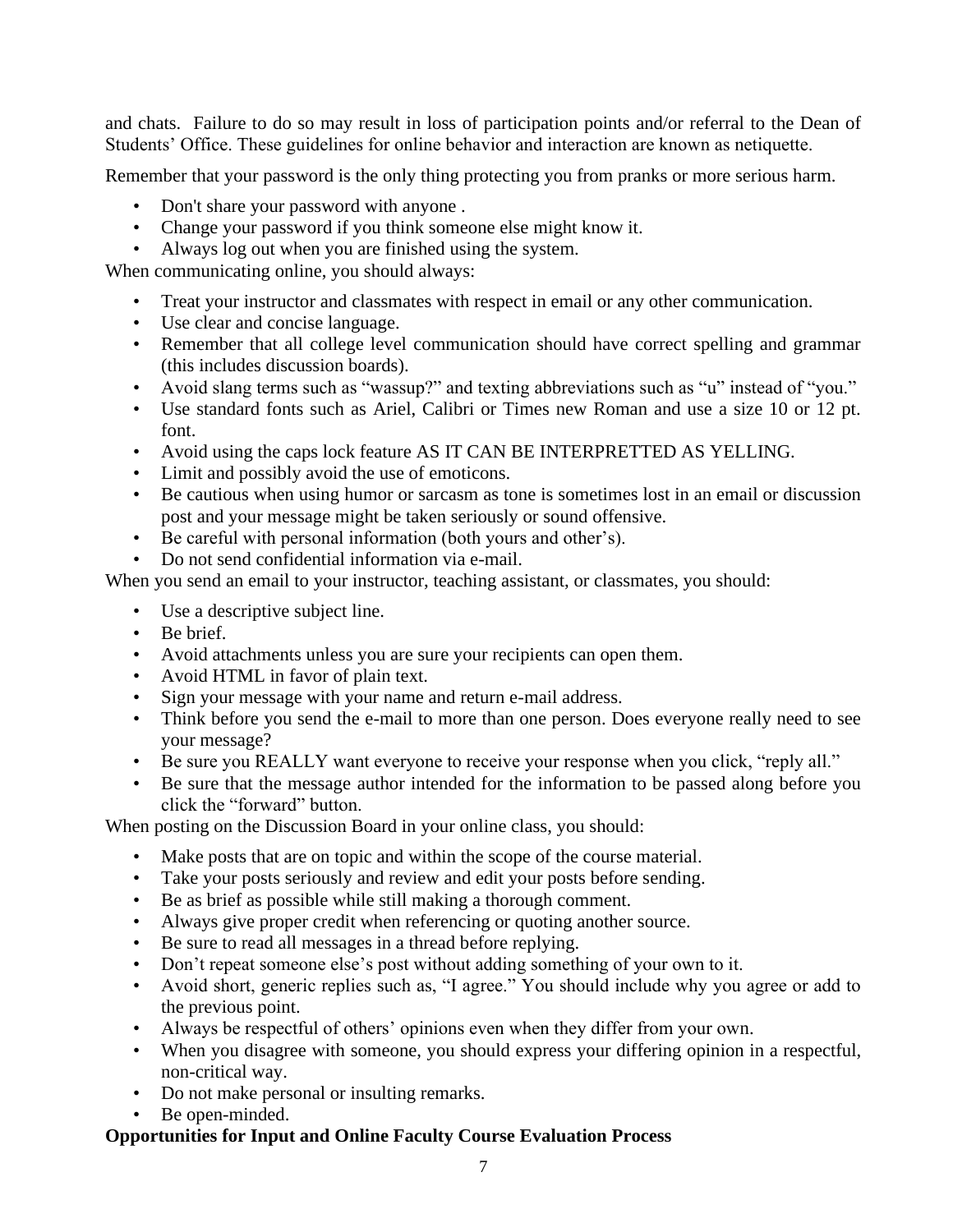and chats. Failure to do so may result in loss of participation points and/or referral to the Dean of Students' Office. These guidelines for online behavior and interaction are known as netiquette.

Remember that your password is the only thing protecting you from pranks or more serious harm.

- Don't share your password with anyone .
- Change your password if you think someone else might know it.
- Always log out when you are finished using the system.

When communicating online, you should always:

- Treat your instructor and classmates with respect in email or any other communication.
- Use clear and concise language.
- Remember that all college level communication should have correct spelling and grammar (this includes discussion boards).
- Avoid slang terms such as "wassup?" and texting abbreviations such as "u" instead of "you."
- Use standard fonts such as Ariel, Calibri or Times new Roman and use a size 10 or 12 pt. font.
- Avoid using the caps lock feature AS IT CAN BE INTERPRETTED AS YELLING.
- Limit and possibly avoid the use of emoticons.
- Be cautious when using humor or sarcasm as tone is sometimes lost in an email or discussion post and your message might be taken seriously or sound offensive.
- Be careful with personal information (both yours and other's).
- Do not send confidential information via e-mail.

When you send an email to your instructor, teaching assistant, or classmates, you should:

- Use a descriptive subject line.
- Be brief.
- Avoid attachments unless you are sure your recipients can open them.
- Avoid HTML in favor of plain text.
- Sign your message with your name and return e-mail address.
- Think before you send the e-mail to more than one person. Does everyone really need to see your message?
- Be sure you REALLY want everyone to receive your response when you click, "reply all."
- Be sure that the message author intended for the information to be passed along before you click the "forward" button.

When posting on the Discussion Board in your online class, you should:

- Make posts that are on topic and within the scope of the course material.
- Take your posts seriously and review and edit your posts before sending.
- Be as brief as possible while still making a thorough comment.
- Always give proper credit when referencing or quoting another source.
- Be sure to read all messages in a thread before replying.
- Don't repeat someone else's post without adding something of your own to it.
- Avoid short, generic replies such as, "I agree." You should include why you agree or add to the previous point.
- Always be respectful of others' opinions even when they differ from your own.
- When you disagree with someone, you should express your differing opinion in a respectful, non-critical way.
- Do not make personal or insulting remarks.
- Be open-minded.

**Opportunities for Input and Online Faculty Course Evaluation Process**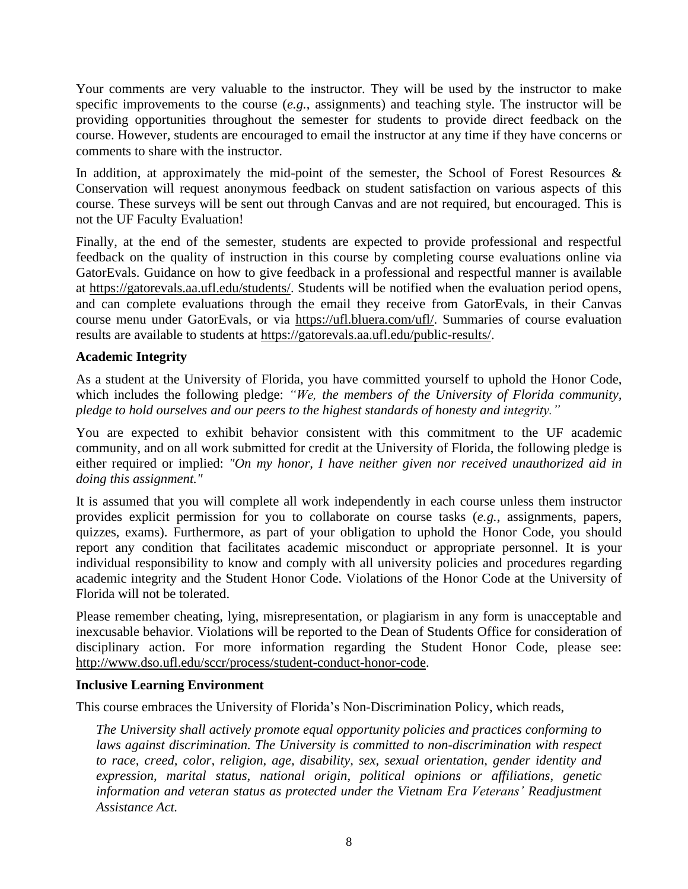Your comments are very valuable to the instructor. They will be used by the instructor to make specific improvements to the course (*e.g.*, assignments) and teaching style. The instructor will be providing opportunities throughout the semester for students to provide direct feedback on the course. However, students are encouraged to email the instructor at any time if they have concerns or comments to share with the instructor.

In addition, at approximately the mid-point of the semester, the School of Forest Resources & Conservation will request anonymous feedback on student satisfaction on various aspects of this course. These surveys will be sent out through Canvas and are not required, but encouraged. This is not the UF Faculty Evaluation!

Finally, at the end of the semester, students are expected to provide professional and respectful feedback on the quality of instruction in this course by completing course evaluations online via GatorEvals. Guidance on how to give feedback in a professional and respectful manner is available at https://gatorevals.aa.ufl.edu/students/. Students will be notified when the evaluation period opens, and can complete evaluations through the email they receive from GatorEvals, in their Canvas course menu under GatorEvals, or via https://ufl.bluera.com/ufl/. Summaries of course evaluation results are available to students at https://gatorevals.aa.ufl.edu/public-results/.

**Academic Integrity**

As a student at the University of Florida, you have committed yourself to uphold the Honor Code, which includes the following pledge: *"We, the members of the University of Florida community, pledge to hold ourselves and our peers to the highest standards of honesty and integrity."*

You are expected to exhibit behavior consistent with this commitment to the UF academic community, and on all work submitted for credit at the University of Florida, the following pledge is either required or implied: *"On my honor, I have neither given nor received unauthorized aid in doing this assignment."*

It is assumed that you will complete all work independently in each course unless them instructor provides explicit permission for you to collaborate on course tasks (*e.g.*, assignments, papers, quizzes, exams). Furthermore, as part of your obligation to uphold the Honor Code, you should report any condition that facilitates academic misconduct or appropriate personnel. It is your individual responsibility to know and comply with all university policies and procedures regarding academic integrity and the Student Honor Code. Violations of the Honor Code at the University of Florida will not be tolerated.

Please remember cheating, lying, misrepresentation, or plagiarism in any form is unacceptable and inexcusable behavior. Violations will be reported to the Dean of Students Office for consideration of disciplinary action. For more information regarding the Student Honor Code, please see: http://www.dso.ufl.edu/sccr/process/student-conduct-honor-code.

**Inclusive Learning Environment**

This course embraces the University of Florida's Non-Discrimination Policy, which reads,

> *The University shall actively promote equal opportunity policies and practices conforming to laws against discrimination. The University is committed to non-discrimination with respect to race, creed, color, religion, age, disability, sex, sexual orientation, gender identity and expression, marital status, national origin, political opinions or affiliations, genetic information and veteran status as protected under the Vietnam Era Veterans' Readjustment Assistance Act.*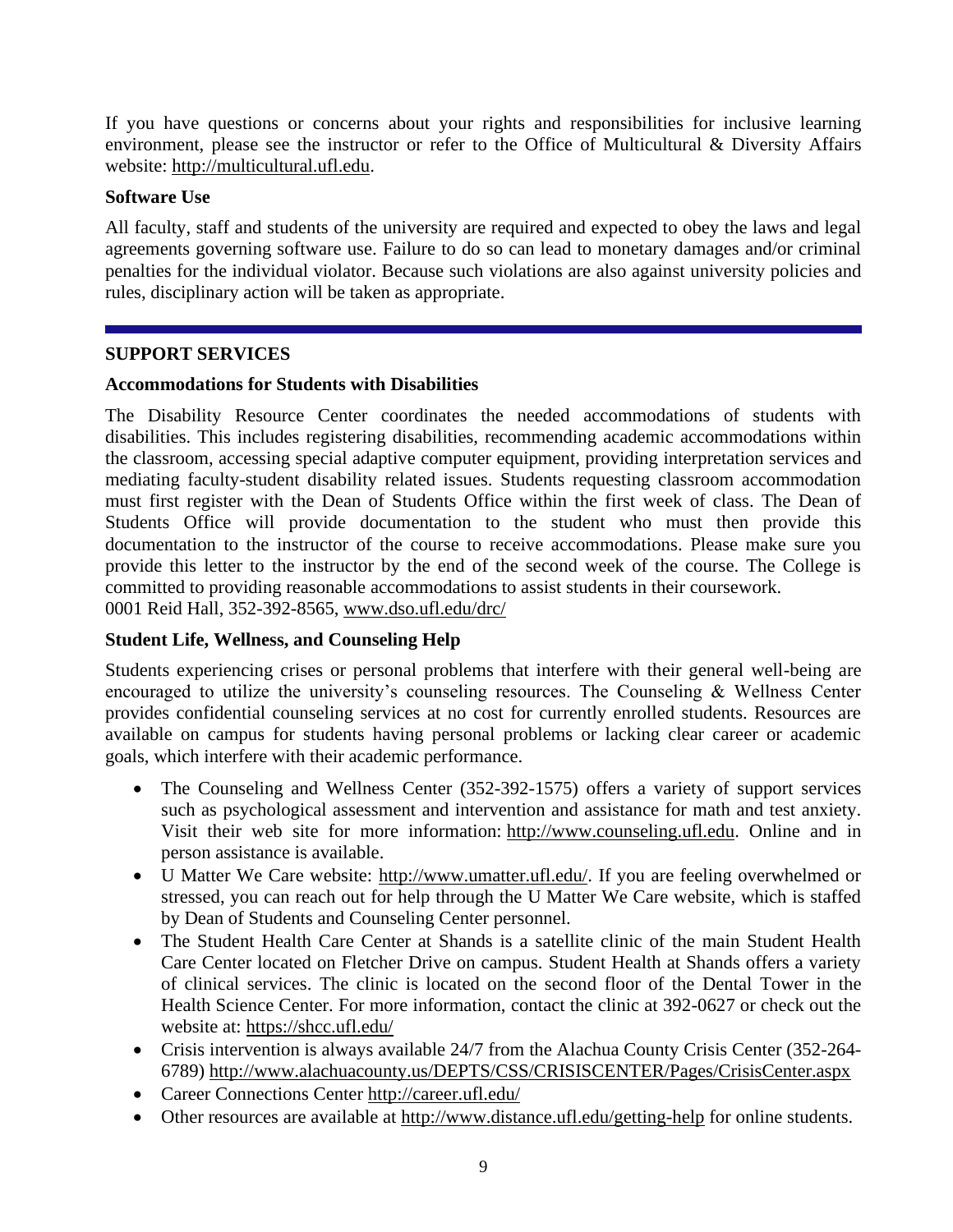If you have questions or concerns about your rights and responsibilities for inclusive learning environment, please see the instructor or refer to the Office of Multicultural & Diversity Affairs website: http://multicultural.ufl.edu.

**Software Use**

All faculty, staff and students of the university are required and expected to obey the laws and legal agreements governing software use. Failure to do so can lead to monetary damages and/or criminal penalties for the individual violator. Because such violations are also against university policies and rules, disciplinary action will be taken as appropriate.

---

## SUPPORT SERVICES

**Accommodations for Students with Disabilities**

The Disability Resource Center coordinates the needed accommodations of students with disabilities. This includes registering disabilities, recommending academic accommodations within the classroom, accessing special adaptive computer equipment, providing interpretation services and mediating faculty-student disability related issues. Students requesting classroom accommodation must first register with the Dean of Students Office within the first week of class. The Dean of Students Office will provide documentation to the student who must then provide this documentation to the instructor of the course to receive accommodations. Please make sure you provide this letter to the instructor by the end of the second week of the course. The College is committed to providing reasonable accommodations to assist students in their coursework.
0001 Reid Hall, 352-392-8565, www.dso.ufl.edu/drc/

**Student Life, Wellness, and Counseling Help**

Students experiencing crises or personal problems that interfere with their general well-being are encouraged to utilize the university's counseling resources. The Counseling & Wellness Center provides confidential counseling services at no cost for currently enrolled students. Resources are available on campus for students having personal problems or lacking clear career or academic goals, which interfere with their academic performance.

- The Counseling and Wellness Center (352-392-1575) offers a variety of support services such as psychological assessment and intervention and assistance for math and test anxiety. Visit their web site for more information: http://www.counseling.ufl.edu. Online and in person assistance is available.
- U Matter We Care website: http://www.umatter.ufl.edu/. If you are feeling overwhelmed or stressed, you can reach out for help through the U Matter We Care website, which is staffed by Dean of Students and Counseling Center personnel.
- The Student Health Care Center at Shands is a satellite clinic of the main Student Health Care Center located on Fletcher Drive on campus. Student Health at Shands offers a variety of clinical services. The clinic is located on the second floor of the Dental Tower in the Health Science Center. For more information, contact the clinic at 392-0627 or check out the website at: https://shcc.ufl.edu/
- Crisis intervention is always available 24/7 from the Alachua County Crisis Center (352-264-6789) http://www.alachuacounty.us/DEPTS/CSS/CRISISCENTER/Pages/CrisisCenter.aspx
- Career Connections Center http://career.ufl.edu/
- Other resources are available at http://www.distance.ufl.edu/getting-help for online students.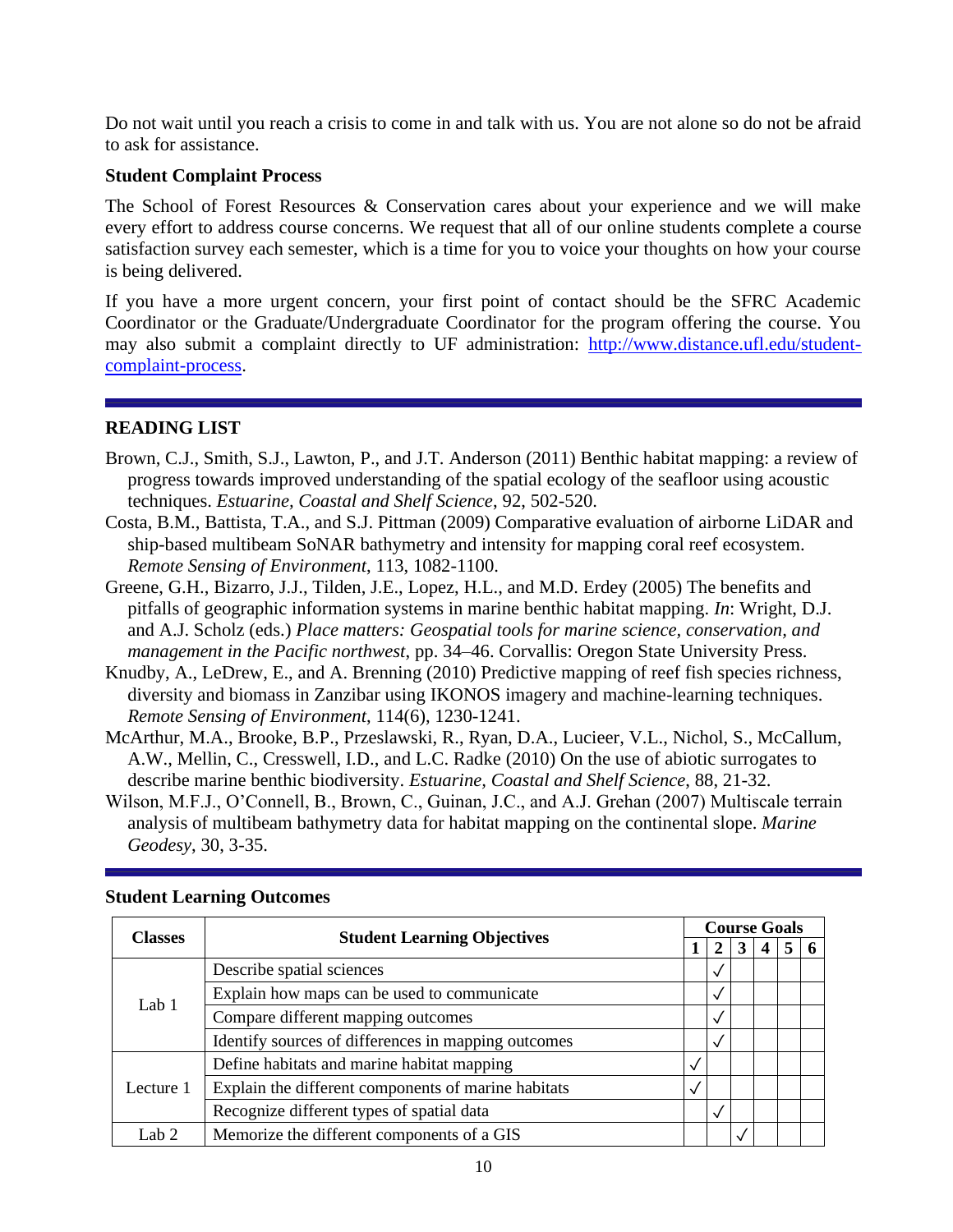Do not wait until you reach a crisis to come in and talk with us. You are not alone so do not be afraid to ask for assistance.

**Student Complaint Process**

The School of Forest Resources & Conservation cares about your experience and we will make every effort to address course concerns. We request that all of our online students complete a course satisfaction survey each semester, which is a time for you to voice your thoughts on how your course is being delivered.

If you have a more urgent concern, your first point of contact should be the SFRC Academic Coordinator or the Graduate/Undergraduate Coordinator for the program offering the course. You may also submit a complaint directly to UF administration: [http://www.distance.ufl.edu/student-complaint-process](http://www.distance.ufl.edu/student-complaint-process).

## READING LIST

Brown, C.J., Smith, S.J., Lawton, P., and J.T. Anderson (2011) Benthic habitat mapping: a review of progress towards improved understanding of the spatial ecology of the seafloor using acoustic techniques. *Estuarine, Coastal and Shelf Science*, 92, 502-520.

Costa, B.M., Battista, T.A., and S.J. Pittman (2009) Comparative evaluation of airborne LiDAR and ship-based multibeam SoNAR bathymetry and intensity for mapping coral reef ecosystem. *Remote Sensing of Environment*, 113, 1082-1100.

Greene, G.H., Bizarro, J.J., Tilden, J.E., Lopez, H.L., and M.D. Erdey (2005) The benefits and pitfalls of geographic information systems in marine benthic habitat mapping. *In*: Wright, D.J. and A.J. Scholz (eds.) *Place matters: Geospatial tools for marine science, conservation, and management in the Pacific northwest*, pp. 34–46. Corvallis: Oregon State University Press.

Knudby, A., LeDrew, E., and A. Brenning (2010) Predictive mapping of reef fish species richness, diversity and biomass in Zanzibar using IKONOS imagery and machine-learning techniques. *Remote Sensing of Environment*, 114(6), 1230-1241.

McArthur, M.A., Brooke, B.P., Przeslawski, R., Ryan, D.A., Lucieer, V.L., Nichol, S., McCallum, A.W., Mellin, C., Cresswell, I.D., and L.C. Radke (2010) On the use of abiotic surrogates to describe marine benthic biodiversity. *Estuarine, Coastal and Shelf Science*, 88, 21-32.

Wilson, M.F.J., O'Connell, B., Brown, C., Guinan, J.C., and A.J. Grehan (2007) Multiscale terrain analysis of multibeam bathymetry data for habitat mapping on the continental slope. *Marine Geodesy*, 30, 3-35.

**Student Learning Outcomes**

| Classes | Student Learning Objectives | Course Goals | | | | | |
|---|---|---|---|---|---|---|---|
| | | 1 | 2 | 3 | 4 | 5 | 6 |
| Lab 1 | Describe spatial sciences | | ✓ | | | | |
| | Explain how maps can be used to communicate | | ✓ | | | | |
| | Compare different mapping outcomes | | ✓ | | | | |
| | Identify sources of differences in mapping outcomes | | ✓ | | | | |
| Lecture 1 | Define habitats and marine habitat mapping | ✓ | | | | | |
| | Explain the different components of marine habitats | ✓ | | | | | |
| | Recognize different types of spatial data | | ✓ | | | | |
| Lab 2 | Memorize the different components of a GIS | | | ✓ | | | |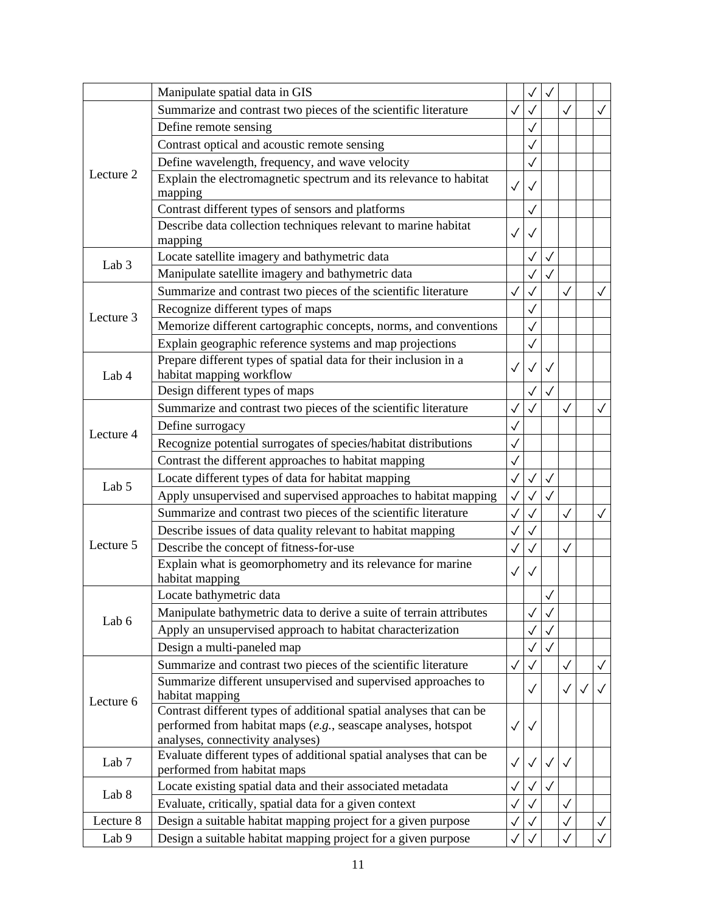| | | | | | | | |
|---|---|---|---|---|---|---|---|
| | Manipulate spatial data in GIS | | ✓ | ✓ | | | |
| Lecture 2 | Summarize and contrast two pieces of the scientific literature | ✓ | ✓ | | ✓ | | ✓ |
| | Define remote sensing | | ✓ | | | | |
| | Contrast optical and acoustic remote sensing | | ✓ | | | | |
| | Define wavelength, frequency, and wave velocity | | ✓ | | | | |
| | Explain the electromagnetic spectrum and its relevance to habitat mapping | ✓ | ✓ | | | | |
| | Contrast different types of sensors and platforms | | ✓ | | | | |
| | Describe data collection techniques relevant to marine habitat mapping | ✓ | ✓ | | | | |
| Lab 3 | Locate satellite imagery and bathymetric data | | ✓ | ✓ | | | |
| | Manipulate satellite imagery and bathymetric data | | ✓ | ✓ | | | |
| Lecture 3 | Summarize and contrast two pieces of the scientific literature | ✓ | ✓ | | ✓ | | ✓ |
| | Recognize different types of maps | | ✓ | | | | |
| | Memorize different cartographic concepts, norms, and conventions | | ✓ | | | | |
| | Explain geographic reference systems and map projections | | ✓ | | | | |
| Lab 4 | Prepare different types of spatial data for their inclusion in a habitat mapping workflow | ✓ | ✓ | ✓ | | | |
| | Design different types of maps | | ✓ | ✓ | | | |
| Lecture 4 | Summarize and contrast two pieces of the scientific literature | ✓ | ✓ | | ✓ | | ✓ |
| | Define surrogacy | ✓ | | | | | |
| | Recognize potential surrogates of species/habitat distributions | ✓ | | | | | |
| | Contrast the different approaches to habitat mapping | ✓ | | | | | |
| Lab 5 | Locate different types of data for habitat mapping | ✓ | ✓ | ✓ | | | |
| | Apply unsupervised and supervised approaches to habitat mapping | ✓ | ✓ | ✓ | | | |
| Lecture 5 | Summarize and contrast two pieces of the scientific literature | ✓ | ✓ | | ✓ | | ✓ |
| | Describe issues of data quality relevant to habitat mapping | ✓ | ✓ | | | | |
| | Describe the concept of fitness-for-use | ✓ | ✓ | | ✓ | | |
| | Explain what is geomorphometry and its relevance for marine habitat mapping | ✓ | ✓ | | | | |
| Lab 6 | Locate bathymetric data | | | ✓ | | | |
| | Manipulate bathymetric data to derive a suite of terrain attributes | | ✓ | ✓ | | | |
| | Apply an unsupervised approach to habitat characterization | | ✓ | ✓ | | | |
| | Design a multi-paneled map | | ✓ | ✓ | | | |
| Lecture 6 | Summarize and contrast two pieces of the scientific literature | ✓ | ✓ | | ✓ | | ✓ |
| | Summarize different unsupervised and supervised approaches to habitat mapping | | ✓ | | ✓ | ✓ | ✓ |
| | Contrast different types of additional spatial analyses that can be performed from habitat maps (*e.g.*, seascape analyses, hotspot analyses, connectivity analyses) | ✓ | ✓ | | | | |
| Lab 7 | Evaluate different types of additional spatial analyses that can be performed from habitat maps | ✓ | ✓ | ✓ | ✓ | | |
| Lab 8 | Locate existing spatial data and their associated metadata | ✓ | ✓ | ✓ | | | |
| | Evaluate, critically, spatial data for a given context | ✓ | ✓ | | ✓ | | |
| Lecture 8 | Design a suitable habitat mapping project for a given purpose | ✓ | ✓ | | ✓ | | ✓ |
| Lab 9 | Design a suitable habitat mapping project for a given purpose | ✓ | ✓ | | ✓ | | ✓ |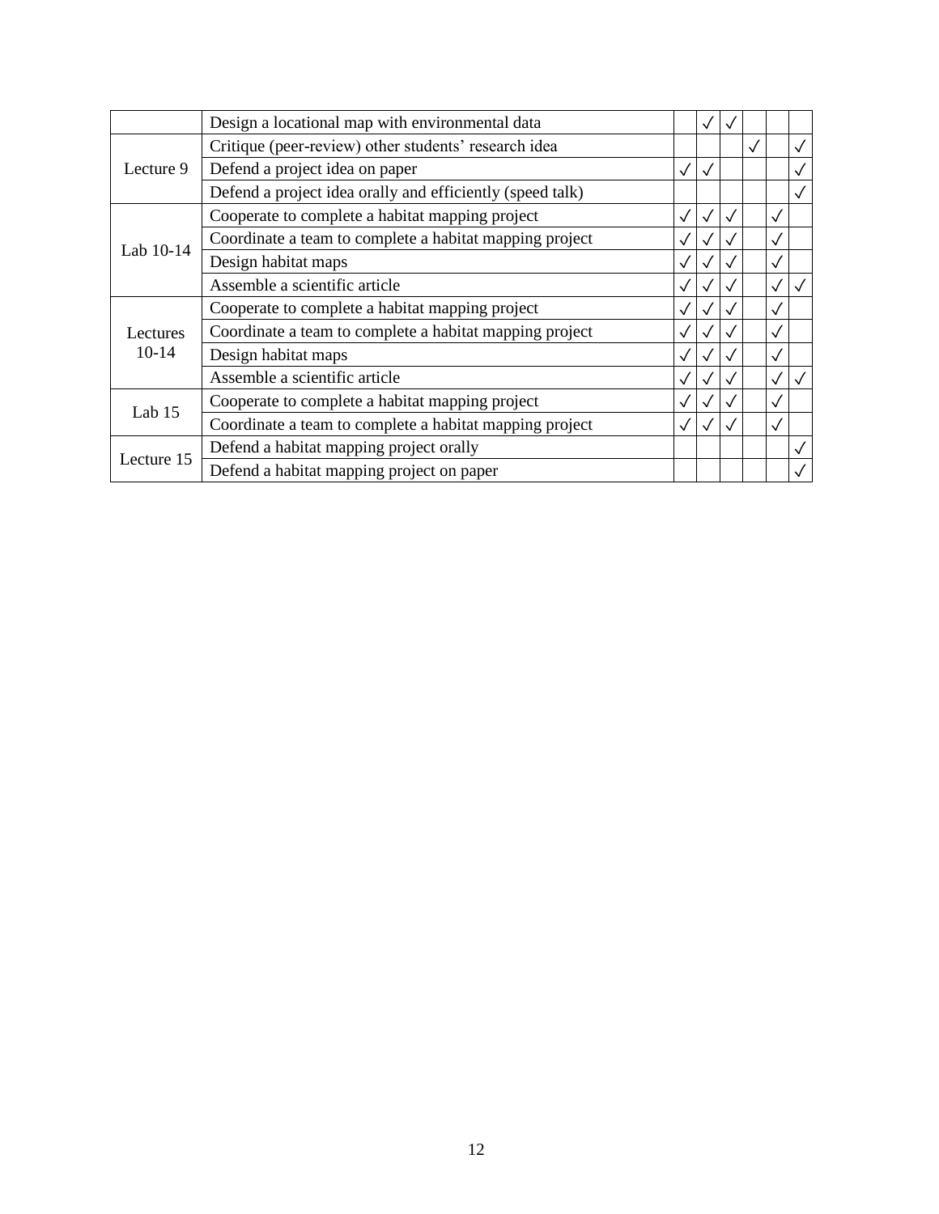| | | | | | | | |
|---|---|---|---|---|---|---|---|
| | Design a locational map with environmental data | | ✓ | ✓ | | | |
| Lecture 9 | Critique (peer-review) other students' research idea | | | | ✓ | | ✓ |
| | Defend a project idea on paper | ✓ | ✓ | | | | ✓ |
| | Defend a project idea orally and efficiently (speed talk) | | | | | | ✓ |
| Lab 10-14 | Cooperate to complete a habitat mapping project | ✓ | ✓ | ✓ | | ✓ | |
| | Coordinate a team to complete a habitat mapping project | ✓ | ✓ | ✓ | | ✓ | |
| | Design habitat maps | ✓ | ✓ | ✓ | | ✓ | |
| | Assemble a scientific article | ✓ | ✓ | ✓ | | ✓ | ✓ |
| Lectures 10-14 | Cooperate to complete a habitat mapping project | ✓ | ✓ | ✓ | | ✓ | |
| | Coordinate a team to complete a habitat mapping project | ✓ | ✓ | ✓ | | ✓ | |
| | Design habitat maps | ✓ | ✓ | ✓ | | ✓ | |
| | Assemble a scientific article | ✓ | ✓ | ✓ | | ✓ | ✓ |
| Lab 15 | Cooperate to complete a habitat mapping project | ✓ | ✓ | ✓ | | ✓ | |
| | Coordinate a team to complete a habitat mapping project | ✓ | ✓ | ✓ | | ✓ | |
| Lecture 15 | Defend a habitat mapping project orally | | | | | | ✓ |
| | Defend a habitat mapping project on paper | | | | | | ✓ |